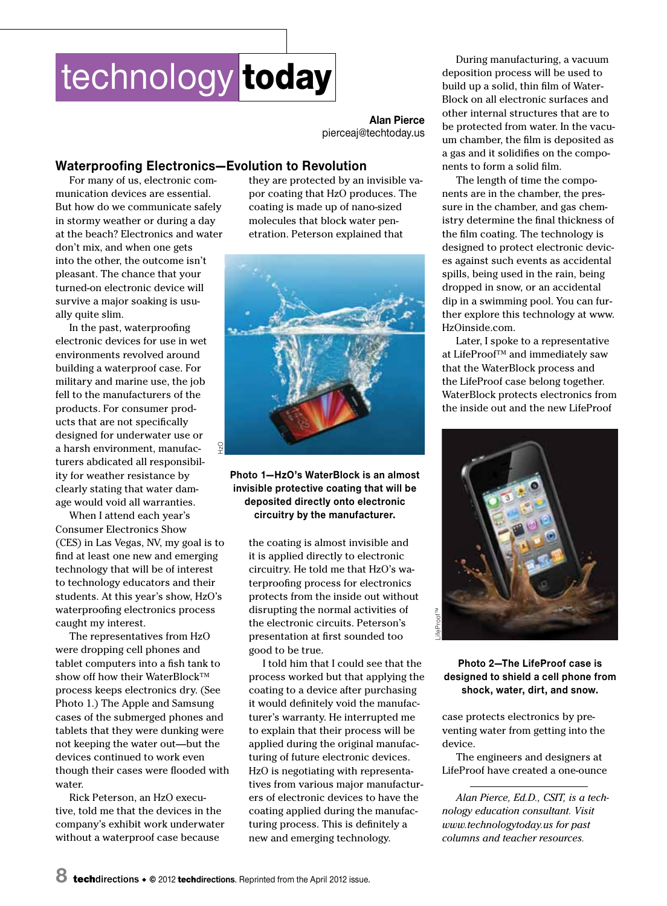# technology today

**Alan Pierce**
pierceaj@techtoday.us

## Waterproofing Electronics—Evolution to Revolution

For many of us, electronic communication devices are essential. But how do we communicate safely in stormy weather or during a day at the beach? Electronics and water don't mix, and when one gets into the other, the outcome isn't pleasant. The chance that your turned-on electronic device will survive a major soaking is usually quite slim.

In the past, waterproofing electronic devices for use in wet environments revolved around building a waterproof case. For military and marine use, the job fell to the manufacturers of the products. For consumer products that are not specifically designed for underwater use or a harsh environment, manufacturers abdicated all responsibility for weather resistance by clearly stating that water damage would void all warranties.

When I attend each year's Consumer Electronics Show (CES) in Las Vegas, NV, my goal is to find at least one new and emerging technology that will be of interest to technology educators and their students. At this year's show, HzO's waterproofing electronics process caught my interest.

The representatives from HzO were dropping cell phones and tablet computers into a fish tank to show off how their WaterBlock™ process keeps electronics dry. (See Photo 1.) The Apple and Samsung cases of the submerged phones and tablets that they were dunking were not keeping the water out—but the devices continued to work even though their cases were flooded with water.

Rick Peterson, an HzO executive, told me that the devices in the company's exhibit work underwater without a waterproof case because they are protected by an invisible vapor coating that HzO produces. The coating is made up of nano-sized molecules that block water penetration. Peterson explained that

HzO

**Photo 1—HzO's WaterBlock is an almost invisible protective coating that will be deposited directly onto electronic circuitry by the manufacturer.**

the coating is almost invisible and it is applied directly to electronic circuitry. He told me that HzO's waterproofing process for electronics protects from the inside out without disrupting the normal activities of the electronic circuits. Peterson's presentation at first sounded too good to be true.

I told him that I could see that the process worked but that applying the coating to a device after purchasing it would definitely void the manufacturer's warranty. He interrupted me to explain that their process will be applied during the original manufacturing of future electronic devices. HzO is negotiating with representatives from various major manufacturers of electronic devices to have the coating applied during the manufacturing process. This is definitely a new and emerging technology.

During manufacturing, a vacuum deposition process will be used to build up a solid, thin film of WaterBlock on all electronic surfaces and other internal structures that are to be protected from water. In the vacuum chamber, the film is deposited as a gas and it solidifies on the components to form a solid film.

The length of time the components are in the chamber, the pressure in the chamber, and gas chemistry determine the final thickness of the film coating. The technology is designed to protect electronic devices against such events as accidental spills, being used in the rain, being dropped in snow, or an accidental dip in a swimming pool. You can further explore this technology at www.HzOinside.com.

Later, I spoke to a representative at LifeProof™ and immediately saw that the WaterBlock process and the LifeProof case belong together. WaterBlock protects electronics from the inside out and the new LifeProof case protects electronics by preventing water from getting into the device.

LifeProof™

**Photo 2—The LifeProof case is designed to shield a cell phone from shock, water, dirt, and snow.**

The engineers and designers at LifeProof have created a one-ounce

---

*Alan Pierce, Ed.D., CSIT, is a technology education consultant. Visit www.technologytoday.us for past columns and teacher resources.*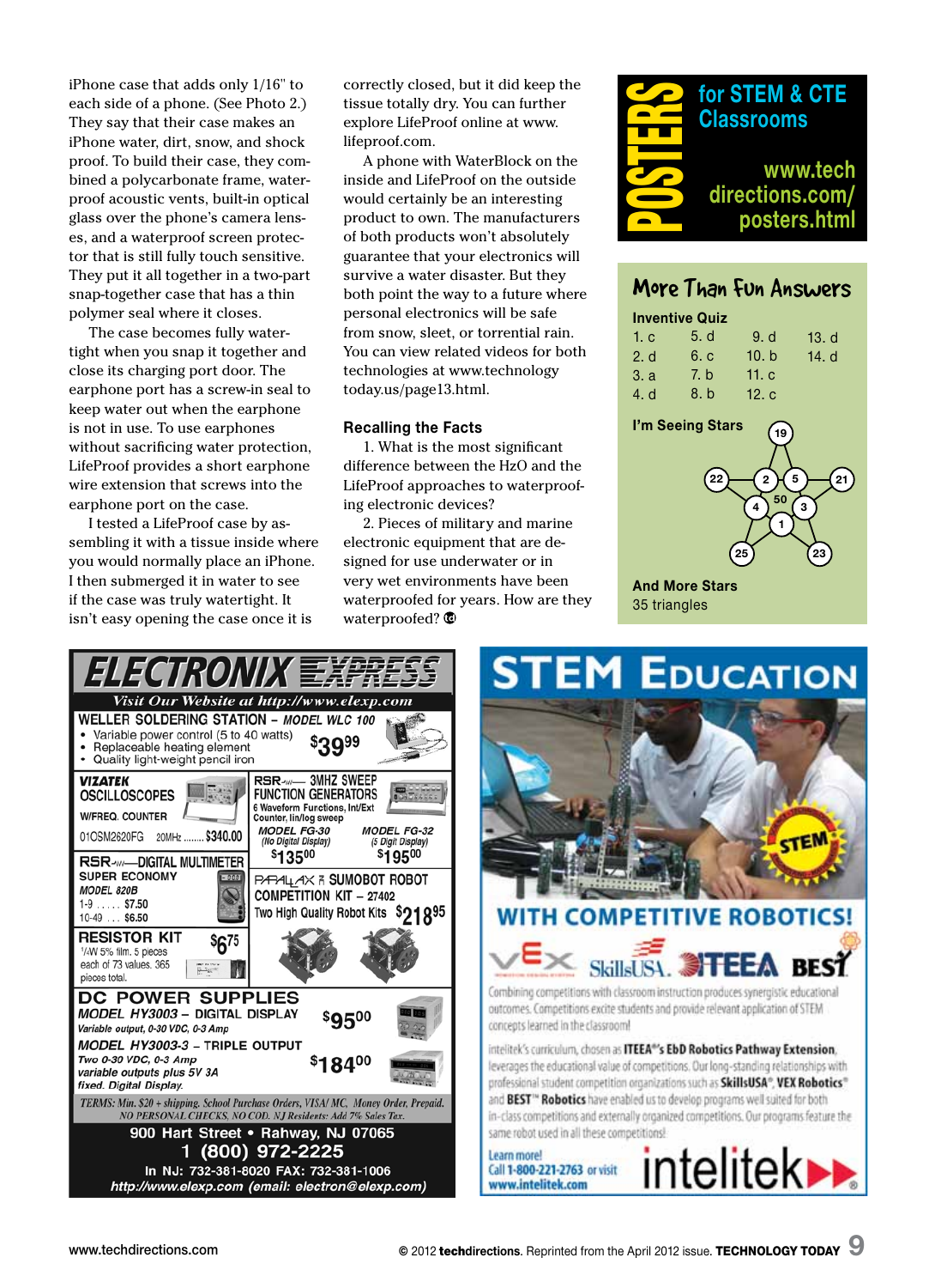iPhone case that adds only 1/16" to each side of a phone. (See Photo 2.) They say that their case makes an iPhone water, dirt, snow, and shock proof. To build their case, they combined a polycarbonate frame, waterproof acoustic vents, built-in optical glass over the phone's camera lenses, and a waterproof screen protector that is still fully touch sensitive. They put it all together in a two-part snap-together case that has a thin polymer seal where it closes.

The case becomes fully watertight when you snap it together and close its charging port door. The earphone port has a screw-in seal to keep water out when the earphone is not in use. To use earphones without sacrificing water protection, LifeProof provides a short earphone wire extension that screws into the earphone port on the case.

I tested a LifeProof case by assembling it with a tissue inside where you would normally place an iPhone. I then submerged it in water to see if the case was truly watertight. It isn't easy opening the case once it is correctly closed, but it did keep the tissue totally dry. You can further explore LifeProof online at www.lifeproof.com.

A phone with WaterBlock on the inside and LifeProof on the outside would certainly be an interesting product to own. The manufacturers of both products won't absolutely guarantee that your electronics will survive a water disaster. But they both point the way to a future where personal electronics will be safe from snow, sleet, or torrential rain. You can view related videos for both technologies at www.technologytoday.us/page13.html.

### Recalling the Facts

1. What is the most significant difference between the HzO and the LifeProof approaches to waterproofing electronic devices?

2. Pieces of military and marine electronic equipment that are designed for use underwater or in very wet environments have been waterproofed for years. How are they waterproofed?

---

**POSTERS for STEM & CTE Classrooms**
www.techdirections.com/posters.html

---

## More Than Fun Answers

**Inventive Quiz**

| | | | |
|---|---|---|---|
| 1. c | 5. d | 9. d | 13. d |
| 2. d | 6. c | 10. b | 14. d |
| 3. a | 7. b | 11. c | |
| 4. d | 8. b | 12. c | |

**I'm Seeing Stars**

19, 22, 2, 5, 21, 50, 4, 3, 1, 25, 23

**And More Stars**

35 triangles

---

**ELECTRONIX EXPRESS**

*Visit Our Website at http://www.elexp.com*

**WELLER SOLDERING STATION** – *MODEL WLC 100* — $39.99
- Variable power control (5 to 40 watts)
- Replaceable heating element
- Quality light-weight pencil iron

**VIZATEK OSCILLOSCOPES** W/FREQ. COUNTER
01OSM2620FG 20MHz ........ $340.00

**RSR 3MHZ SWEEP FUNCTION GENERATORS**
6 Waveform Functions, Int/Ext Counter, lin/log sweep
*MODEL FG-30* (No Digital Display) $135.00
*MODEL FG-32* (5 Digit Display) $195.00

**RSR DIGITAL MULTIMETER**
SUPER ECONOMY *MODEL 820B*
1-9 ..... $7.50
10-49 ... $6.50

**PARALLAX SUMOBOT ROBOT COMPETITION KIT** – 27402
Two High Quality Robot Kits $218.95

**RESISTOR KIT** $6.75
1/4W 5% film. 5 pieces each of 73 values. 365 pieces total.

**DC POWER SUPPLIES**
*MODEL HY3003* – DIGITAL DISPLAY — $95.00
*Variable output, 0-30 VDC, 0-3 Amp*
*MODEL HY3003-3* – TRIPLE OUTPUT — $184.00
*Two 0-30 VDC, 0-3 Amp variable outputs plus 5V 3A fixed. Digital Display.*

*TERMS: Min. $20 + shipping. School Purchase Orders, VISA/ MC, Money Order, Prepaid. NO PERSONAL CHECKS, NO COD. NJ Residents: Add 7% Sales Tax.*

900 Hart Street • Rahway, NJ 07065
1 (800) 972-2225
In NJ: 732-381-8020 FAX: 732-381-1006
http://www.elexp.com (email: electron@elexp.com)

---

**STEM EDUCATION WITH COMPETITIVE ROBOTICS!**

VEX · SkillsUSA · ITEEA · BEST

Combining competitions with classroom instruction produces synergistic educational outcomes. Competitions excite students and provide relevant application of STEM concepts learned in the classroom!

intelitek's curriculum, chosen as **ITEEA's EbD Robotics Pathway Extension**, leverages the educational value of competitions. Our long-standing relationships with professional student competition organizations such as **SkillsUSA**, **VEX Robotics** and **BEST Robotics** have enabled us to develop programs well suited for both in-class competitions and externally organized competitions. Our programs feature the same robot used in all these competitions!

Learn more! Call 1-800-221-2763 or visit www.intelitek.com

intelitek